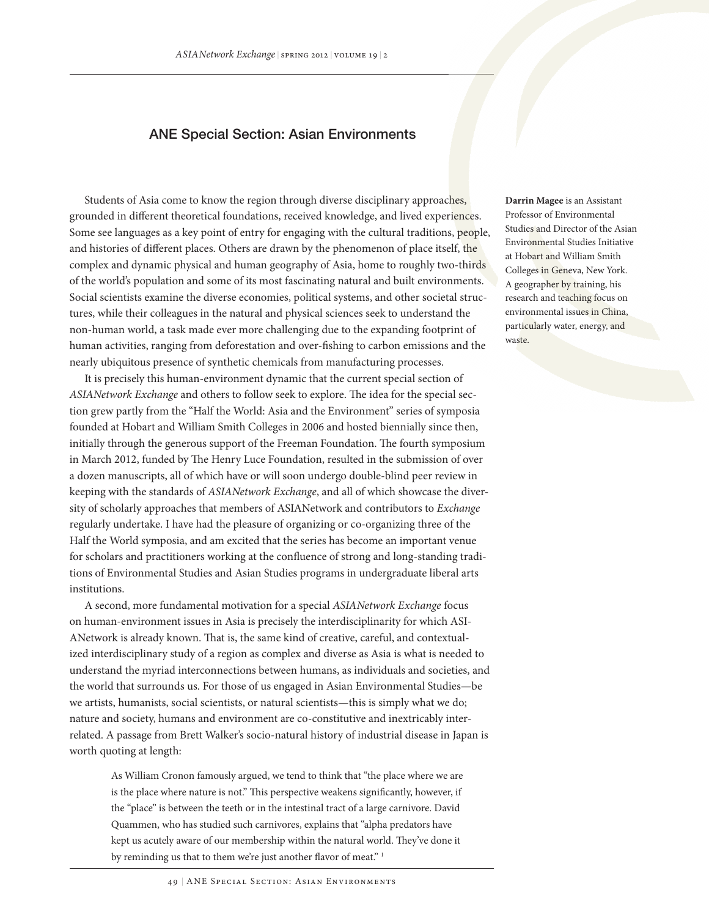## ANE Special Section: Asian Environments

**Darrin Magee** is an Assistant Professor of Environmental Studies and Director of the Asian Environmental Studies Initiative at Hobart and William Smith Colleges in Geneva, New York. A geographer by training, his research and teaching focus on environmental issues in China, particularly water, energy, and waste.

Students of Asia come to know the region through diverse disciplinary approaches, grounded in different theoretical foundations, received knowledge, and lived experiences. Some see languages as a key point of entry for engaging with the cultural traditions, people, and histories of different places. Others are drawn by the phenomenon of place itself, the complex and dynamic physical and human geography of Asia, home to roughly two-thirds of the world's population and some of its most fascinating natural and built environments. Social scientists examine the diverse economies, political systems, and other societal structures, while their colleagues in the natural and physical sciences seek to understand the non-human world, a task made ever more challenging due to the expanding footprint of human activities, ranging from deforestation and over-fishing to carbon emissions and the nearly ubiquitous presence of synthetic chemicals from manufacturing processes.

It is precisely this human-environment dynamic that the current special section of *ASIANetwork Exchange* and others to follow seek to explore. The idea for the special section grew partly from the "Half the World: Asia and the Environment" series of symposia founded at Hobart and William Smith Colleges in 2006 and hosted biennially since then, initially through the generous support of the Freeman Foundation. The fourth symposium in March 2012, funded by The Henry Luce Foundation, resulted in the submission of over a dozen manuscripts, all of which have or will soon undergo double-blind peer review in keeping with the standards of *ASIANetwork Exchange*, and all of which showcase the diversity of scholarly approaches that members of ASIANetwork and contributors to *Exchange* regularly undertake. I have had the pleasure of organizing or co-organizing three of the Half the World symposia, and am excited that the series has become an important venue for scholars and practitioners working at the confluence of strong and long-standing traditions of Environmental Studies and Asian Studies programs in undergraduate liberal arts institutions.

A second, more fundamental motivation for a special *ASIANetwork Exchange* focus on human-environment issues in Asia is precisely the interdisciplinarity for which ASIANetwork is already known. That is, the same kind of creative, careful, and contextualized interdisciplinary study of a region as complex and diverse as Asia is what is needed to understand the myriad interconnections between humans, as individuals and societies, and the world that surrounds us. For those of us engaged in Asian Environmental Studies—be we artists, humanists, social scientists, or natural scientists—this is simply what we do; nature and society, humans and environment are co-constitutive and inextricably interrelated. A passage from Brett Walker's socio-natural history of industrial disease in Japan is worth quoting at length:

> As William Cronon famously argued, we tend to think that "the place where we are is the place where nature is not." This perspective weakens significantly, however, if the "place" is between the teeth or in the intestinal tract of a large carnivore. David Quammen, who has studied such carnivores, explains that "alpha predators have kept us acutely aware of our membership within the natural world. They've done it by reminding us that to them we're just another flavor of meat." [1]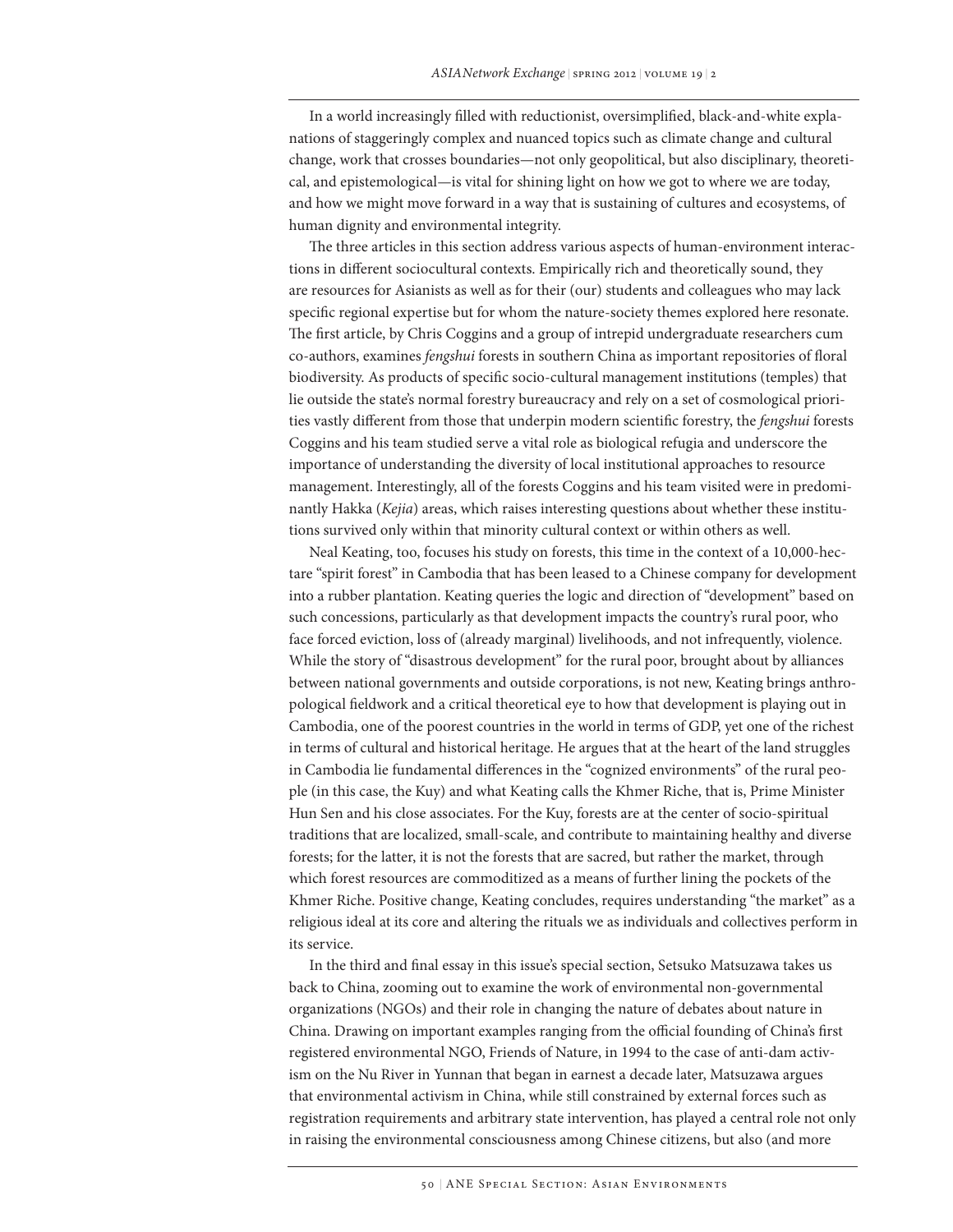In a world increasingly filled with reductionist, oversimplified, black-and-white explanations of staggeringly complex and nuanced topics such as climate change and cultural change, work that crosses boundaries—not only geopolitical, but also disciplinary, theoretical, and epistemological—is vital for shining light on how we got to where we are today, and how we might move forward in a way that is sustaining of cultures and ecosystems, of human dignity and environmental integrity.

The three articles in this section address various aspects of human-environment interactions in different sociocultural contexts. Empirically rich and theoretically sound, they are resources for Asianists as well as for their (our) students and colleagues who may lack specific regional expertise but for whom the nature-society themes explored here resonate. The first article, by Chris Coggins and a group of intrepid undergraduate researchers cum co-authors, examines *fengshui* forests in southern China as important repositories of floral biodiversity. As products of specific socio-cultural management institutions (temples) that lie outside the state's normal forestry bureaucracy and rely on a set of cosmological priorities vastly different from those that underpin modern scientific forestry, the *fengshui* forests Coggins and his team studied serve a vital role as biological refugia and underscore the importance of understanding the diversity of local institutional approaches to resource management. Interestingly, all of the forests Coggins and his team visited were in predominantly Hakka (*Kejia*) areas, which raises interesting questions about whether these institutions survived only within that minority cultural context or within others as well.

Neal Keating, too, focuses his study on forests, this time in the context of a 10,000-hectare "spirit forest" in Cambodia that has been leased to a Chinese company for development into a rubber plantation. Keating queries the logic and direction of "development" based on such concessions, particularly as that development impacts the country's rural poor, who face forced eviction, loss of (already marginal) livelihoods, and not infrequently, violence. While the story of "disastrous development" for the rural poor, brought about by alliances between national governments and outside corporations, is not new, Keating brings anthropological fieldwork and a critical theoretical eye to how that development is playing out in Cambodia, one of the poorest countries in the world in terms of GDP, yet one of the richest in terms of cultural and historical heritage. He argues that at the heart of the land struggles in Cambodia lie fundamental differences in the "cognized environments" of the rural people (in this case, the Kuy) and what Keating calls the Khmer Riche, that is, Prime Minister Hun Sen and his close associates. For the Kuy, forests are at the center of socio-spiritual traditions that are localized, small-scale, and contribute to maintaining healthy and diverse forests; for the latter, it is not the forests that are sacred, but rather the market, through which forest resources are commoditized as a means of further lining the pockets of the Khmer Riche. Positive change, Keating concludes, requires understanding "the market" as a religious ideal at its core and altering the rituals we as individuals and collectives perform in its service.

In the third and final essay in this issue's special section, Setsuko Matsuzawa takes us back to China, zooming out to examine the work of environmental non-governmental organizations (NGOs) and their role in changing the nature of debates about nature in China. Drawing on important examples ranging from the official founding of China's first registered environmental NGO, Friends of Nature, in 1994 to the case of anti-dam activism on the Nu River in Yunnan that began in earnest a decade later, Matsuzawa argues that environmental activism in China, while still constrained by external forces such as registration requirements and arbitrary state intervention, has played a central role not only in raising the environmental consciousness among Chinese citizens, but also (and more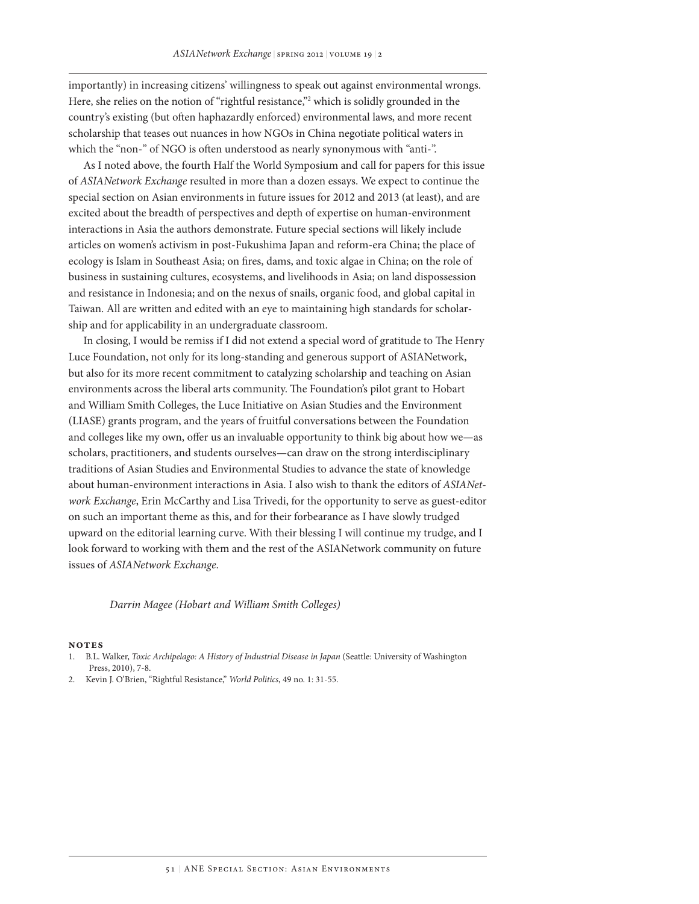importantly) in increasing citizens' willingness to speak out against environmental wrongs. Here, she relies on the notion of "rightful resistance,"[2] which is solidly grounded in the country's existing (but often haphazardly enforced) environmental laws, and more recent scholarship that teases out nuances in how NGOs in China negotiate political waters in which the "non-" of NGO is often understood as nearly synonymous with "anti-".

As I noted above, the fourth Half the World Symposium and call for papers for this issue of *ASIANetwork Exchange* resulted in more than a dozen essays. We expect to continue the special section on Asian environments in future issues for 2012 and 2013 (at least), and are excited about the breadth of perspectives and depth of expertise on human-environment interactions in Asia the authors demonstrate. Future special sections will likely include articles on women's activism in post-Fukushima Japan and reform-era China; the place of ecology is Islam in Southeast Asia; on fires, dams, and toxic algae in China; on the role of business in sustaining cultures, ecosystems, and livelihoods in Asia; on land dispossession and resistance in Indonesia; and on the nexus of snails, organic food, and global capital in Taiwan. All are written and edited with an eye to maintaining high standards for scholarship and for applicability in an undergraduate classroom.

In closing, I would be remiss if I did not extend a special word of gratitude to The Henry Luce Foundation, not only for its long-standing and generous support of ASIANetwork, but also for its more recent commitment to catalyzing scholarship and teaching on Asian environments across the liberal arts community. The Foundation's pilot grant to Hobart and William Smith Colleges, the Luce Initiative on Asian Studies and the Environment (LIASE) grants program, and the years of fruitful conversations between the Foundation and colleges like my own, offer us an invaluable opportunity to think big about how we—as scholars, practitioners, and students ourselves—can draw on the strong interdisciplinary traditions of Asian Studies and Environmental Studies to advance the state of knowledge about human-environment interactions in Asia. I also wish to thank the editors of *ASIANetwork Exchange*, Erin McCarthy and Lisa Trivedi, for the opportunity to serve as guest-editor on such an important theme as this, and for their forbearance as I have slowly trudged upward on the editorial learning curve. With their blessing I will continue my trudge, and I look forward to working with them and the rest of the ASIANetwork community on future issues of *ASIANetwork Exchange*.

*Darrin Magee (Hobart and William Smith Colleges)*

## Notes

1. B.L. Walker, *Toxic Archipelago: A History of Industrial Disease in Japan* (Seattle: University of Washington Press, 2010), 7-8.
2. Kevin J. O'Brien, "Rightful Resistance," *World Politics*, 49 no. 1: 31-55.